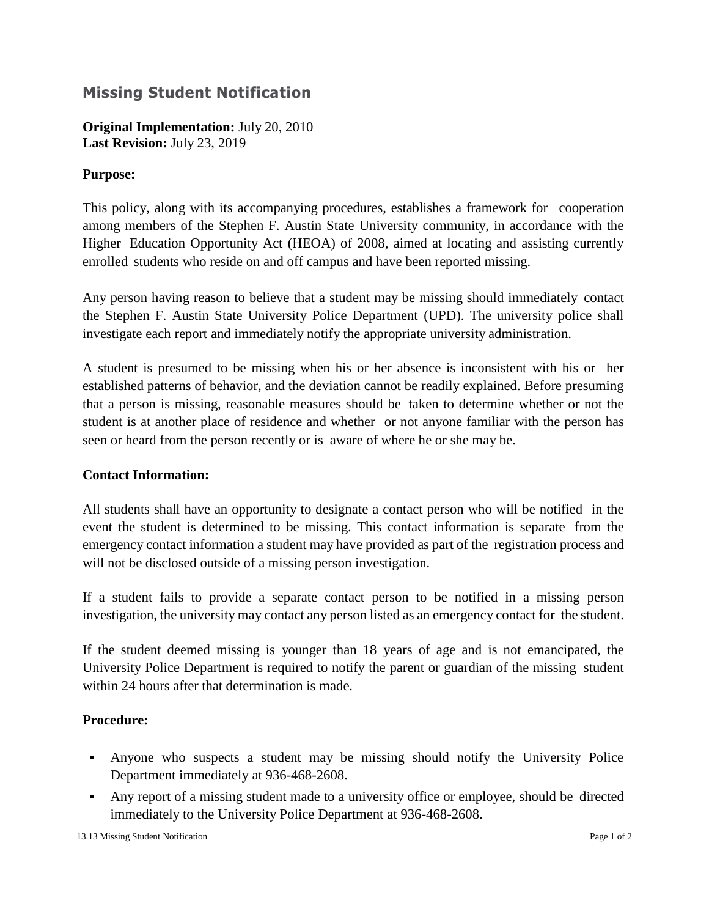## Missing Student Notification

**Original Implementation:** July 20, 2010
**Last Revision:** July 23, 2019

**Purpose:**

This policy, along with its accompanying procedures, establishes a framework for cooperation among members of the Stephen F. Austin State University community, in accordance with the Higher Education Opportunity Act (HEOA) of 2008, aimed at locating and assisting currently enrolled students who reside on and off campus and have been reported missing.

Any person having reason to believe that a student may be missing should immediately contact the Stephen F. Austin State University Police Department (UPD). The university police shall investigate each report and immediately notify the appropriate university administration.

A student is presumed to be missing when his or her absence is inconsistent with his or her established patterns of behavior, and the deviation cannot be readily explained. Before presuming that a person is missing, reasonable measures should be taken to determine whether or not the student is at another place of residence and whether or not anyone familiar with the person has seen or heard from the person recently or is aware of where he or she may be.

**Contact Information:**

All students shall have an opportunity to designate a contact person who will be notified in the event the student is determined to be missing. This contact information is separate from the emergency contact information a student may have provided as part of the registration process and will not be disclosed outside of a missing person investigation.

If a student fails to provide a separate contact person to be notified in a missing person investigation, the university may contact any person listed as an emergency contact for the student.

If the student deemed missing is younger than 18 years of age and is not emancipated, the University Police Department is required to notify the parent or guardian of the missing student within 24 hours after that determination is made.

**Procedure:**

- Anyone who suspects a student may be missing should notify the University Police Department immediately at 936-468-2608.
- Any report of a missing student made to a university office or employee, should be directed immediately to the University Police Department at 936-468-2608.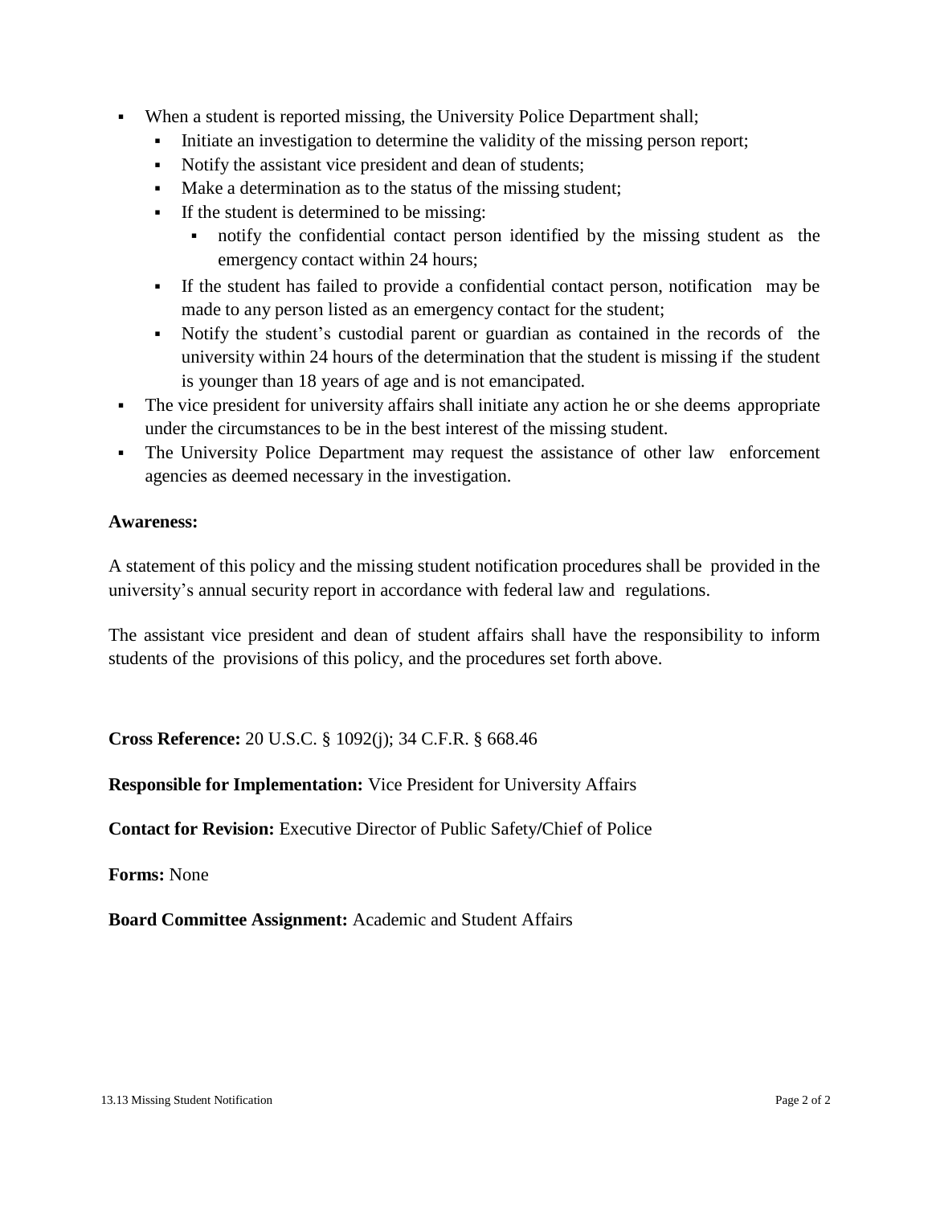- When a student is reported missing, the University Police Department shall;
  - Initiate an investigation to determine the validity of the missing person report;
  - Notify the assistant vice president and dean of students;
  - Make a determination as to the status of the missing student;
  - If the student is determined to be missing:
    - notify the confidential contact person identified by the missing student as the emergency contact within 24 hours;
  - If the student has failed to provide a confidential contact person, notification may be made to any person listed as an emergency contact for the student;
  - Notify the student's custodial parent or guardian as contained in the records of the university within 24 hours of the determination that the student is missing if the student is younger than 18 years of age and is not emancipated.
- The vice president for university affairs shall initiate any action he or she deems appropriate under the circumstances to be in the best interest of the missing student.
- The University Police Department may request the assistance of other law enforcement agencies as deemed necessary in the investigation.

**Awareness:**

A statement of this policy and the missing student notification procedures shall be provided in the university's annual security report in accordance with federal law and regulations.

The assistant vice president and dean of student affairs shall have the responsibility to inform students of the provisions of this policy, and the procedures set forth above.

**Cross Reference:** 20 U.S.C. § 1092(j); 34 C.F.R. § 668.46

**Responsible for Implementation:** Vice President for University Affairs

**Contact for Revision:** Executive Director of Public Safety/Chief of Police

**Forms:** None

**Board Committee Assignment:** Academic and Student Affairs